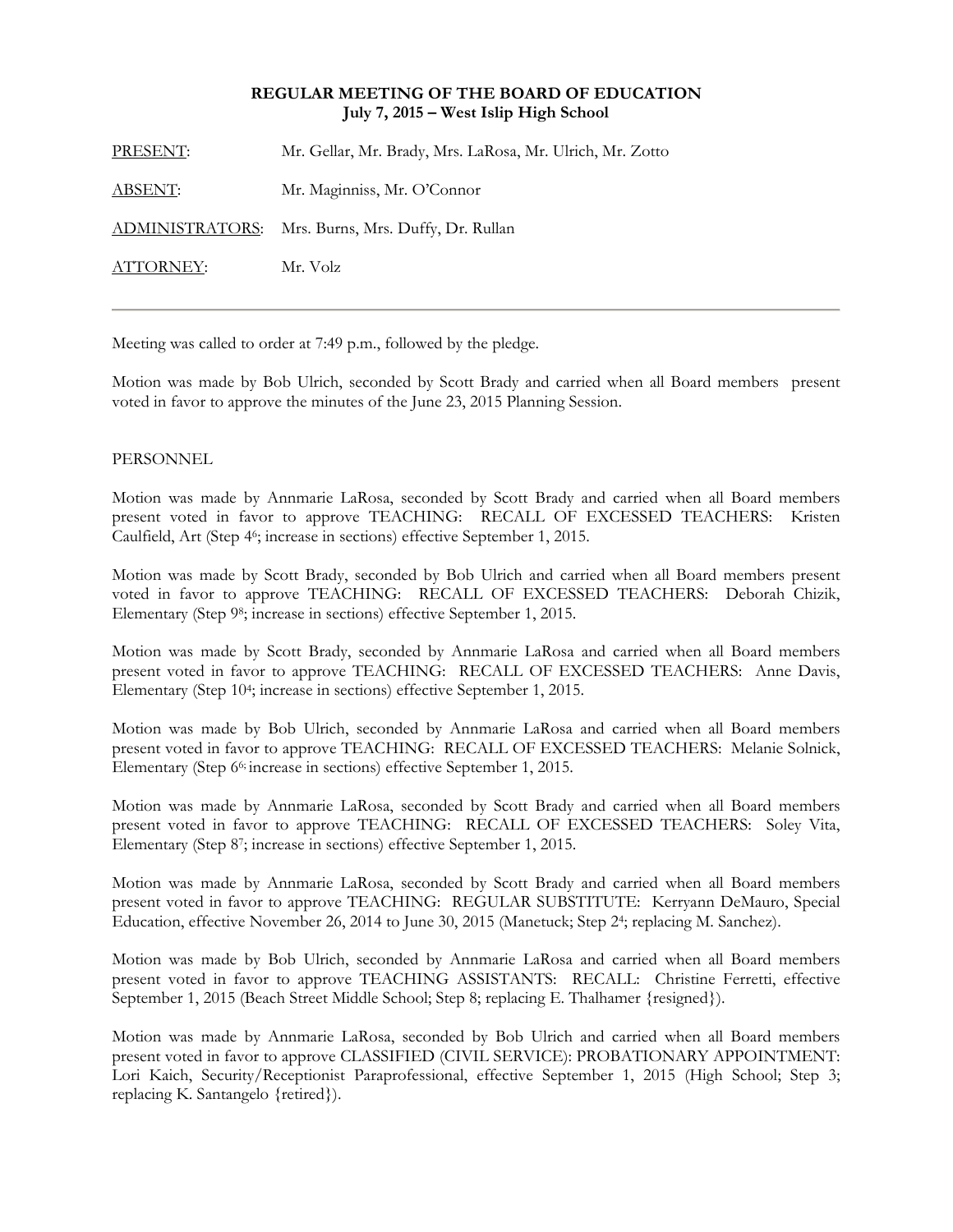**REGULAR MEETING OF THE BOARD OF EDUCATION**
**July 7, 2015 – West Islip High School**

PRESENT: Mr. Gellar, Mr. Brady, Mrs. LaRosa, Mr. Ulrich, Mr. Zotto

ABSENT: Mr. Maginniss, Mr. O'Connor

ADMINISTRATORS: Mrs. Burns, Mrs. Duffy, Dr. Rullan

ATTORNEY: Mr. Volz

---

Meeting was called to order at 7:49 p.m., followed by the pledge.

Motion was made by Bob Ulrich, seconded by Scott Brady and carried when all Board members present voted in favor to approve the minutes of the June 23, 2015 Planning Session.

PERSONNEL

Motion was made by Annmarie LaRosa, seconded by Scott Brady and carried when all Board members present voted in favor to approve TEACHING: RECALL OF EXCESSED TEACHERS: Kristen Caulfield, Art (Step 4[6]; increase in sections) effective September 1, 2015.

Motion was made by Scott Brady, seconded by Bob Ulrich and carried when all Board members present voted in favor to approve TEACHING: RECALL OF EXCESSED TEACHERS: Deborah Chizik, Elementary (Step 9[8]; increase in sections) effective September 1, 2015.

Motion was made by Scott Brady, seconded by Annmarie LaRosa and carried when all Board members present voted in favor to approve TEACHING: RECALL OF EXCESSED TEACHERS: Anne Davis, Elementary (Step 10[4]; increase in sections) effective September 1, 2015.

Motion was made by Bob Ulrich, seconded by Annmarie LaRosa and carried when all Board members present voted in favor to approve TEACHING: RECALL OF EXCESSED TEACHERS: Melanie Solnick, Elementary (Step 6[6;] increase in sections) effective September 1, 2015.

Motion was made by Annmarie LaRosa, seconded by Scott Brady and carried when all Board members present voted in favor to approve TEACHING: RECALL OF EXCESSED TEACHERS: Soley Vita, Elementary (Step 8[7]; increase in sections) effective September 1, 2015.

Motion was made by Annmarie LaRosa, seconded by Scott Brady and carried when all Board members present voted in favor to approve TEACHING: REGULAR SUBSTITUTE: Kerryann DeMauro, Special Education, effective November 26, 2014 to June 30, 2015 (Manetuck; Step 2[4]; replacing M. Sanchez).

Motion was made by Bob Ulrich, seconded by Annmarie LaRosa and carried when all Board members present voted in favor to approve TEACHING ASSISTANTS: RECALL: Christine Ferretti, effective September 1, 2015 (Beach Street Middle School; Step 8; replacing E. Thalhamer {resigned}).

Motion was made by Annmarie LaRosa, seconded by Bob Ulrich and carried when all Board members present voted in favor to approve CLASSIFIED (CIVIL SERVICE): PROBATIONARY APPOINTMENT: Lori Kaich, Security/Receptionist Paraprofessional, effective September 1, 2015 (High School; Step 3; replacing K. Santangelo {retired}).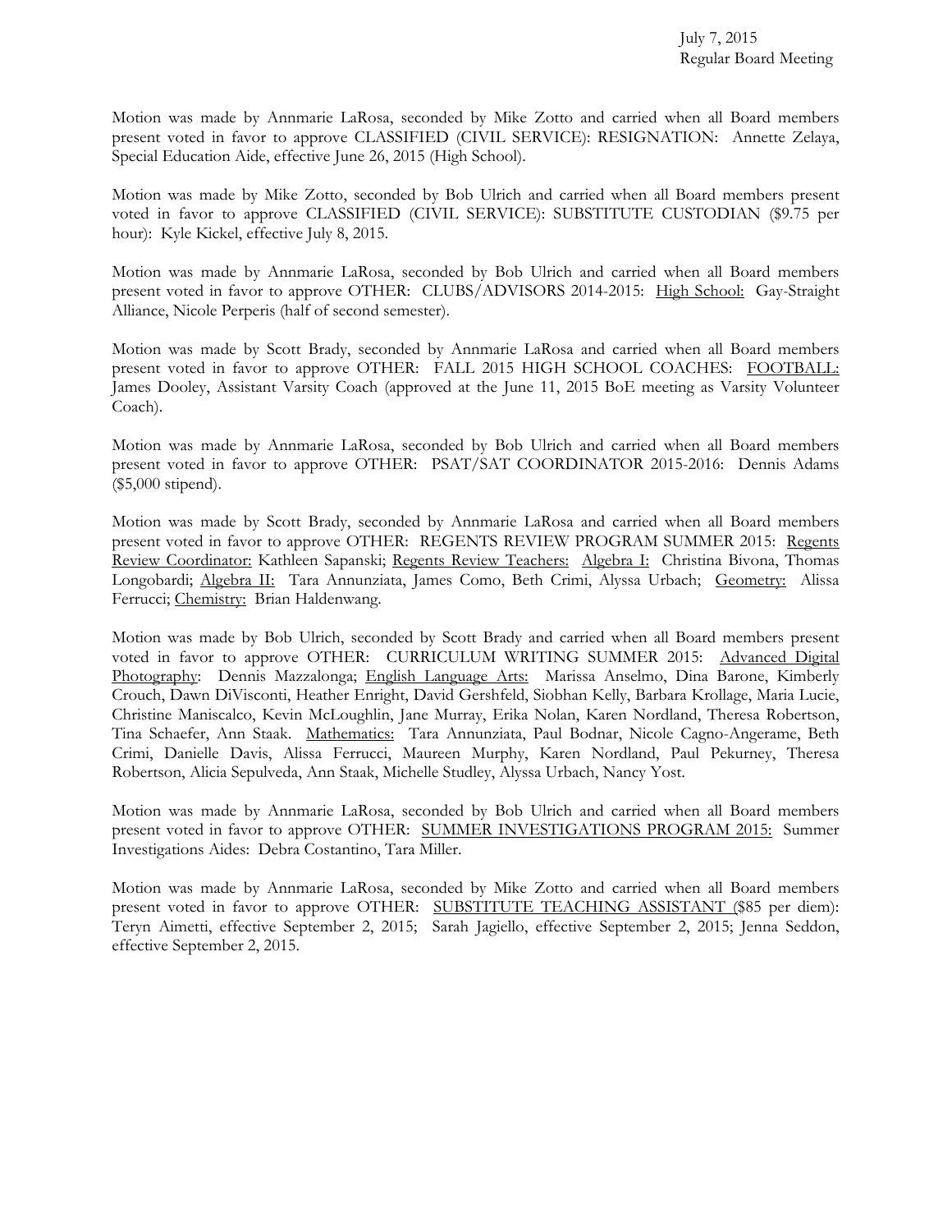Motion was made by Annmarie LaRosa, seconded by Mike Zotto and carried when all Board members present voted in favor to approve CLASSIFIED (CIVIL SERVICE): RESIGNATION: Annette Zelaya, Special Education Aide, effective June 26, 2015 (High School).

Motion was made by Mike Zotto, seconded by Bob Ulrich and carried when all Board members present voted in favor to approve CLASSIFIED (CIVIL SERVICE): SUBSTITUTE CUSTODIAN ($9.75 per hour): Kyle Kickel, effective July 8, 2015.

Motion was made by Annmarie LaRosa, seconded by Bob Ulrich and carried when all Board members present voted in favor to approve OTHER: CLUBS/ADVISORS 2014-2015: <u>High School:</u> Gay-Straight Alliance, Nicole Perperis (half of second semester).

Motion was made by Scott Brady, seconded by Annmarie LaRosa and carried when all Board members present voted in favor to approve OTHER: FALL 2015 HIGH SCHOOL COACHES: <u>FOOTBALL:</u> James Dooley, Assistant Varsity Coach (approved at the June 11, 2015 BoE meeting as Varsity Volunteer Coach).

Motion was made by Annmarie LaRosa, seconded by Bob Ulrich and carried when all Board members present voted in favor to approve OTHER: PSAT/SAT COORDINATOR 2015-2016: Dennis Adams ($5,000 stipend).

Motion was made by Scott Brady, seconded by Annmarie LaRosa and carried when all Board members present voted in favor to approve OTHER: REGENTS REVIEW PROGRAM SUMMER 2015: <u>Regents Review Coordinator:</u> Kathleen Sapanski; <u>Regents Review Teachers:</u> <u>Algebra I:</u> Christina Bivona, Thomas Longobardi; <u>Algebra II:</u> Tara Annunziata, James Como, Beth Crimi, Alyssa Urbach; <u>Geometry:</u> Alissa Ferrucci; <u>Chemistry:</u> Brian Haldenwang.

Motion was made by Bob Ulrich, seconded by Scott Brady and carried when all Board members present voted in favor to approve OTHER: CURRICULUM WRITING SUMMER 2015: <u>Advanced Digital Photography</u>: Dennis Mazzalonga; <u>English Language Arts:</u> Marissa Anselmo, Dina Barone, Kimberly Crouch, Dawn DiVisconti, Heather Enright, David Gershfeld, Siobhan Kelly, Barbara Krollage, Maria Lucie, Christine Maniscalco, Kevin McLoughlin, Jane Murray, Erika Nolan, Karen Nordland, Theresa Robertson, Tina Schaefer, Ann Staak. <u>Mathematics:</u> Tara Annunziata, Paul Bodnar, Nicole Cagno-Angerame, Beth Crimi, Danielle Davis, Alissa Ferrucci, Maureen Murphy, Karen Nordland, Paul Pekurney, Theresa Robertson, Alicia Sepulveda, Ann Staak, Michelle Studley, Alyssa Urbach, Nancy Yost.

Motion was made by Annmarie LaRosa, seconded by Bob Ulrich and carried when all Board members present voted in favor to approve OTHER: <u>SUMMER INVESTIGATIONS PROGRAM 2015:</u> Summer Investigations Aides: Debra Costantino, Tara Miller.

Motion was made by Annmarie LaRosa, seconded by Mike Zotto and carried when all Board members present voted in favor to approve OTHER: <u>SUBSTITUTE TEACHING ASSISTANT (</u>$85 per diem): Teryn Aimetti, effective September 2, 2015; Sarah Jagiello, effective September 2, 2015; Jenna Seddon, effective September 2, 2015.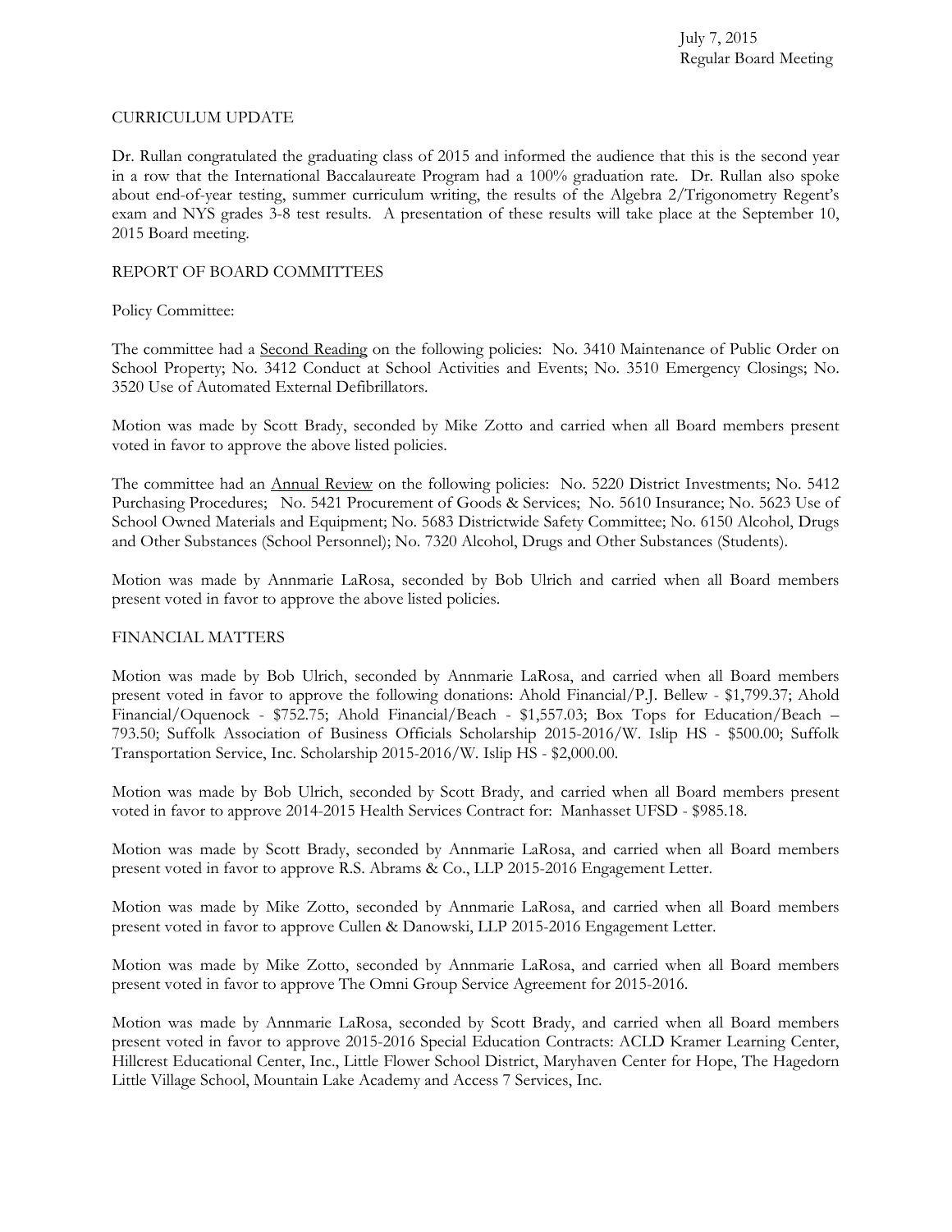CURRICULUM UPDATE

Dr. Rullan congratulated the graduating class of 2015 and informed the audience that this is the second year in a row that the International Baccalaureate Program had a 100% graduation rate. Dr. Rullan also spoke about end-of-year testing, summer curriculum writing, the results of the Algebra 2/Trigonometry Regent's exam and NYS grades 3-8 test results. A presentation of these results will take place at the September 10, 2015 Board meeting.

REPORT OF BOARD COMMITTEES

Policy Committee:

The committee had a Second Reading on the following policies: No. 3410 Maintenance of Public Order on School Property; No. 3412 Conduct at School Activities and Events; No. 3510 Emergency Closings; No. 3520 Use of Automated External Defibrillators.

Motion was made by Scott Brady, seconded by Mike Zotto and carried when all Board members present voted in favor to approve the above listed policies.

The committee had an Annual Review on the following policies: No. 5220 District Investments; No. 5412 Purchasing Procedures; No. 5421 Procurement of Goods & Services; No. 5610 Insurance; No. 5623 Use of School Owned Materials and Equipment; No. 5683 Districtwide Safety Committee; No. 6150 Alcohol, Drugs and Other Substances (School Personnel); No. 7320 Alcohol, Drugs and Other Substances (Students).

Motion was made by Annmarie LaRosa, seconded by Bob Ulrich and carried when all Board members present voted in favor to approve the above listed policies.

FINANCIAL MATTERS

Motion was made by Bob Ulrich, seconded by Annmarie LaRosa, and carried when all Board members present voted in favor to approve the following donations: Ahold Financial/P.J. Bellew - $1,799.37; Ahold Financial/Oquenock - $752.75; Ahold Financial/Beach - $1,557.03; Box Tops for Education/Beach – 793.50; Suffolk Association of Business Officials Scholarship 2015-2016/W. Islip HS - $500.00; Suffolk Transportation Service, Inc. Scholarship 2015-2016/W. Islip HS - $2,000.00.

Motion was made by Bob Ulrich, seconded by Scott Brady, and carried when all Board members present voted in favor to approve 2014-2015 Health Services Contract for: Manhasset UFSD - $985.18.

Motion was made by Scott Brady, seconded by Annmarie LaRosa, and carried when all Board members present voted in favor to approve R.S. Abrams & Co., LLP 2015-2016 Engagement Letter.

Motion was made by Mike Zotto, seconded by Annmarie LaRosa, and carried when all Board members present voted in favor to approve Cullen & Danowski, LLP 2015-2016 Engagement Letter.

Motion was made by Mike Zotto, seconded by Annmarie LaRosa, and carried when all Board members present voted in favor to approve The Omni Group Service Agreement for 2015-2016.

Motion was made by Annmarie LaRosa, seconded by Scott Brady, and carried when all Board members present voted in favor to approve 2015-2016 Special Education Contracts: ACLD Kramer Learning Center, Hillcrest Educational Center, Inc., Little Flower School District, Maryhaven Center for Hope, The Hagedorn Little Village School, Mountain Lake Academy and Access 7 Services, Inc.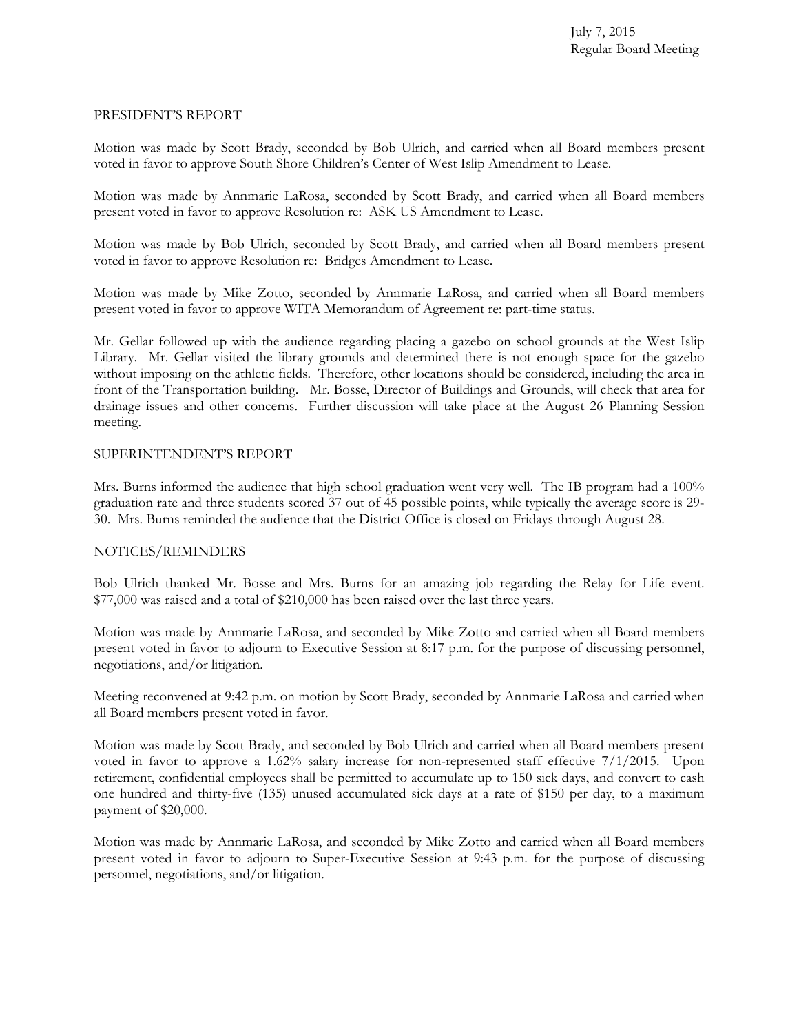## PRESIDENT'S REPORT

Motion was made by Scott Brady, seconded by Bob Ulrich, and carried when all Board members present voted in favor to approve South Shore Children's Center of West Islip Amendment to Lease.

Motion was made by Annmarie LaRosa, seconded by Scott Brady, and carried when all Board members present voted in favor to approve Resolution re: ASK US Amendment to Lease.

Motion was made by Bob Ulrich, seconded by Scott Brady, and carried when all Board members present voted in favor to approve Resolution re: Bridges Amendment to Lease.

Motion was made by Mike Zotto, seconded by Annmarie LaRosa, and carried when all Board members present voted in favor to approve WITA Memorandum of Agreement re: part-time status.

Mr. Gellar followed up with the audience regarding placing a gazebo on school grounds at the West Islip Library. Mr. Gellar visited the library grounds and determined there is not enough space for the gazebo without imposing on the athletic fields. Therefore, other locations should be considered, including the area in front of the Transportation building. Mr. Bosse, Director of Buildings and Grounds, will check that area for drainage issues and other concerns. Further discussion will take place at the August 26 Planning Session meeting.

## SUPERINTENDENT'S REPORT

Mrs. Burns informed the audience that high school graduation went very well. The IB program had a 100% graduation rate and three students scored 37 out of 45 possible points, while typically the average score is 29-30. Mrs. Burns reminded the audience that the District Office is closed on Fridays through August 28.

## NOTICES/REMINDERS

Bob Ulrich thanked Mr. Bosse and Mrs. Burns for an amazing job regarding the Relay for Life event. $77,000 was raised and a total of $210,000 has been raised over the last three years.

Motion was made by Annmarie LaRosa, and seconded by Mike Zotto and carried when all Board members present voted in favor to adjourn to Executive Session at 8:17 p.m. for the purpose of discussing personnel, negotiations, and/or litigation.

Meeting reconvened at 9:42 p.m. on motion by Scott Brady, seconded by Annmarie LaRosa and carried when all Board members present voted in favor.

Motion was made by Scott Brady, and seconded by Bob Ulrich and carried when all Board members present voted in favor to approve a 1.62% salary increase for non-represented staff effective 7/1/2015. Upon retirement, confidential employees shall be permitted to accumulate up to 150 sick days, and convert to cash one hundred and thirty-five (135) unused accumulated sick days at a rate of $150 per day, to a maximum payment of $20,000.

Motion was made by Annmarie LaRosa, and seconded by Mike Zotto and carried when all Board members present voted in favor to adjourn to Super-Executive Session at 9:43 p.m. for the purpose of discussing personnel, negotiations, and/or litigation.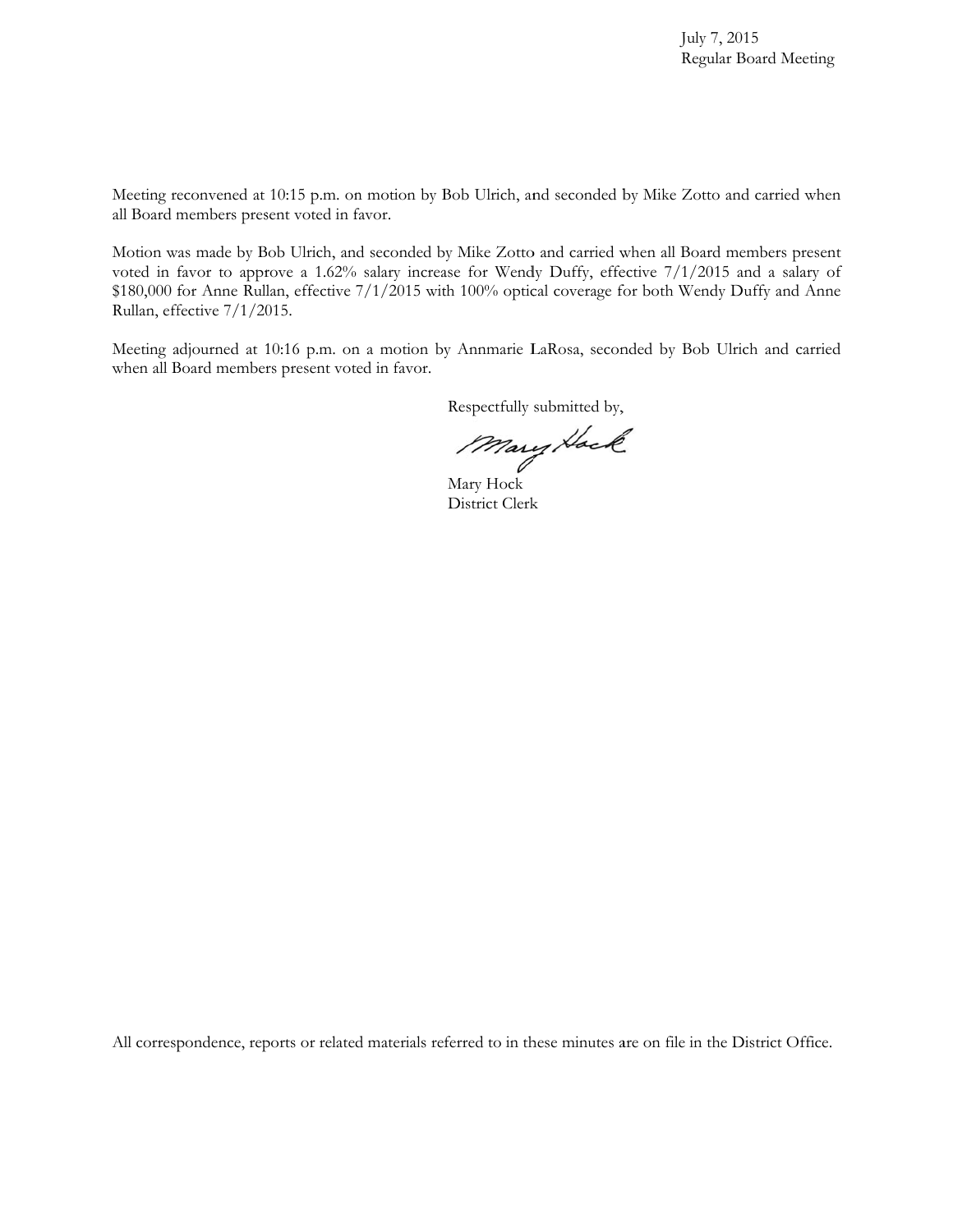Meeting reconvened at 10:15 p.m. on motion by Bob Ulrich, and seconded by Mike Zotto and carried when all Board members present voted in favor.

Motion was made by Bob Ulrich, and seconded by Mike Zotto and carried when all Board members present voted in favor to approve a 1.62% salary increase for Wendy Duffy, effective 7/1/2015 and a salary of $180,000 for Anne Rullan, effective 7/1/2015 with 100% optical coverage for both Wendy Duffy and Anne Rullan, effective 7/1/2015.

Meeting adjourned at 10:16 p.m. on a motion by Annmarie LaRosa, seconded by Bob Ulrich and carried when all Board members present voted in favor.

Respectfully submitted by,

Mary Hock

Mary Hock
District Clerk

All correspondence, reports or related materials referred to in these minutes are on file in the District Office.